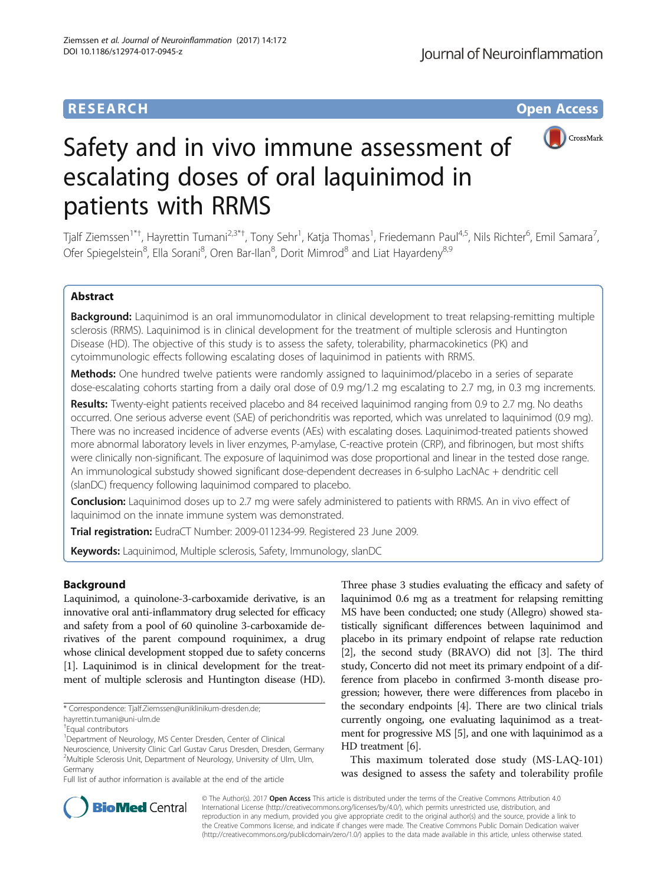RESEARCH Open Access

# Safety and in vivo immune assessment of escalating doses of oral laquinimod in patients with RRMS

Tjalf Ziemssen[1*†], Hayrettin Tumani[2,3*†], Tony Sehr[1], Katja Thomas[1], Friedemann Paul[4,5], Nils Richter[6], Emil Samara[7], Ofer Spiegelstein[8], Ella Sorani[8], Oren Bar-Ilan[8], Dorit Mimrod[8] and Liat Hayardeny[8,9]

## Abstract

**Background:** Laquinimod is an oral immunomodulator in clinical development to treat relapsing-remitting multiple sclerosis (RRMS). Laquinimod is in clinical development for the treatment of multiple sclerosis and Huntington Disease (HD). The objective of this study is to assess the safety, tolerability, pharmacokinetics (PK) and cytoimmunologic effects following escalating doses of laquinimod in patients with RRMS.

**Methods:** One hundred twelve patients were randomly assigned to laquinimod/placebo in a series of separate dose-escalating cohorts starting from a daily oral dose of 0.9 mg/1.2 mg escalating to 2.7 mg, in 0.3 mg increments.

**Results:** Twenty-eight patients received placebo and 84 received laquinimod ranging from 0.9 to 2.7 mg. No deaths occurred. One serious adverse event (SAE) of perichondritis was reported, which was unrelated to laquinimod (0.9 mg). There was no increased incidence of adverse events (AEs) with escalating doses. Laquinimod-treated patients showed more abnormal laboratory levels in liver enzymes, P-amylase, C-reactive protein (CRP), and fibrinogen, but most shifts were clinically non-significant. The exposure of laquinimod was dose proportional and linear in the tested dose range. An immunological substudy showed significant dose-dependent decreases in 6-sulpho LacNAc + dendritic cell (slanDC) frequency following laquinimod compared to placebo.

**Conclusion:** Laquinimod doses up to 2.7 mg were safely administered to patients with RRMS. An in vivo effect of laquinimod on the innate immune system was demonstrated.

**Trial registration:** EudraCT Number: 2009-011234-99. Registered 23 June 2009.

**Keywords:** Laquinimod, Multiple sclerosis, Safety, Immunology, slanDC

## Background

Laquinimod, a quinolone-3-carboxamide derivative, is an innovative oral anti-inflammatory drug selected for efficacy and safety from a pool of 60 quinoline 3-carboxamide derivatives of the parent compound roquinimex, a drug whose clinical development stopped due to safety concerns [1]. Laquinimod is in clinical development for the treatment of multiple sclerosis and Huntington disease (HD). Three phase 3 studies evaluating the efficacy and safety of laquinimod 0.6 mg as a treatment for relapsing remitting MS have been conducted; one study (Allegro) showed statistically significant differences between laquinimod and placebo in its primary endpoint of relapse rate reduction [2], the second study (BRAVO) did not [3]. The third study, Concerto did not meet its primary endpoint of a difference from placebo in confirmed 3-month disease progression; however, there were differences from placebo in the secondary endpoints [4]. There are two clinical trials currently ongoing, one evaluating laquinimod as a treatment for progressive MS [5], and one with laquinimod as a HD treatment [6].

This maximum tolerated dose study (MS-LAQ-101) was designed to assess the safety and tolerability profile

\* Correspondence: Tjalf.Ziemssen@uniklinikum-dresden.de; hayrettin.tumani@uni-ulm.de

†Equal contributors

[1]Department of Neurology, MS Center Dresden, Center of Clinical Neuroscience, University Clinic Carl Gustav Carus Dresden, Dresden, Germany

[2]Multiple Sclerosis Unit, Department of Neurology, University of Ulm, Ulm, Germany

Full list of author information is available at the end of the article

© The Author(s). 2017 **Open Access** This article is distributed under the terms of the Creative Commons Attribution 4.0 International License (http://creativecommons.org/licenses/by/4.0/), which permits unrestricted use, distribution, and reproduction in any medium, provided you give appropriate credit to the original author(s) and the source, provide a link to the Creative Commons license, and indicate if changes were made. The Creative Commons Public Domain Dedication waiver (http://creativecommons.org/publicdomain/zero/1.0/) applies to the data made available in this article, unless otherwise stated.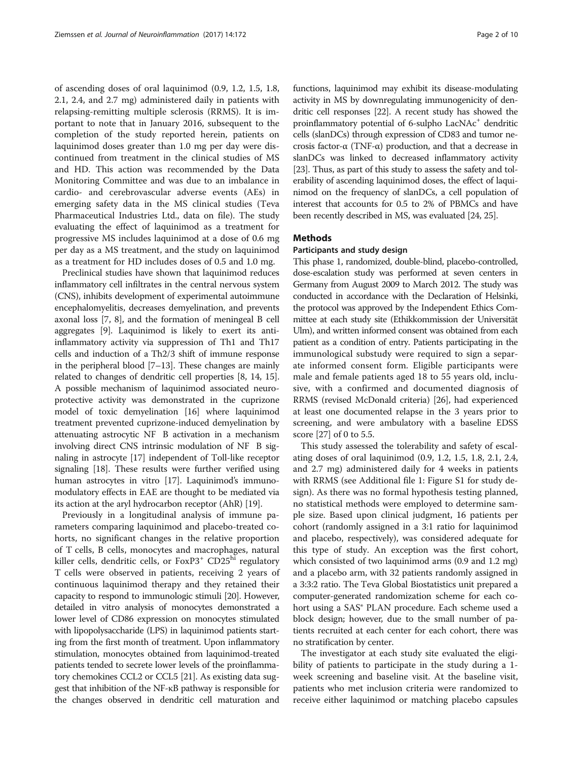of ascending doses of oral laquinimod (0.9, 1.2, 1.5, 1.8, 2.1, 2.4, and 2.7 mg) administered daily in patients with relapsing-remitting multiple sclerosis (RRMS). It is important to note that in January 2016, subsequent to the completion of the study reported herein, patients on laquinimod doses greater than 1.0 mg per day were discontinued from treatment in the clinical studies of MS and HD. This action was recommended by the Data Monitoring Committee and was due to an imbalance in cardio- and cerebrovascular adverse events (AEs) in emerging safety data in the MS clinical studies (Teva Pharmaceutical Industries Ltd., data on file). The study evaluating the effect of laquinimod as a treatment for progressive MS includes laquinimod at a dose of 0.6 mg per day as a MS treatment, and the study on laquinimod as a treatment for HD includes doses of 0.5 and 1.0 mg.

Preclinical studies have shown that laquinimod reduces inflammatory cell infiltrates in the central nervous system (CNS), inhibits development of experimental autoimmune encephalomyelitis, decreases demyelination, and prevents axonal loss [7, 8], and the formation of meningeal B cell aggregates [9]. Laquinimod is likely to exert its anti-inflammatory activity via suppression of Th1 and Th17 cells and induction of a Th2/3 shift of immune response in the peripheral blood [7–13]. These changes are mainly related to changes of dendritic cell properties [8, 14, 15]. A possible mechanism of laquinimod associated neuroprotective activity was demonstrated in the cuprizone model of toxic demyelination [16] where laquinimod treatment prevented cuprizone-induced demyelination by attenuating astrocytic NF B activation in a mechanism involving direct CNS intrinsic modulation of NF B signaling in astrocyte [17] independent of Toll-like receptor signaling [18]. These results were further verified using human astrocytes in vitro [17]. Laquinimod's immunomodulatory effects in EAE are thought to be mediated via its action at the aryl hydrocarbon receptor (AhR) [19].

Previously in a longitudinal analysis of immune parameters comparing laquinimod and placebo-treated cohorts, no significant changes in the relative proportion of T cells, B cells, monocytes and macrophages, natural killer cells, dendritic cells, or $FoxP3^{+}$ $CD25^{hi}$ regulatory T cells were observed in patients, receiving 2 years of continuous laquinimod therapy and they retained their capacity to respond to immunologic stimuli [20]. However, detailed in vitro analysis of monocytes demonstrated a lower level of CD86 expression on monocytes stimulated with lipopolysaccharide (LPS) in laquinimod patients starting from the first month of treatment. Upon inflammatory stimulation, monocytes obtained from laquinimod-treated patients tended to secrete lower levels of the proinflammatory chemokines CCL2 or CCL5 [21]. As existing data suggest that inhibition of the NF-κB pathway is responsible for the changes observed in dendritic cell maturation and functions, laquinimod may exhibit its disease-modulating activity in MS by downregulating immunogenicity of dendritic cell responses [22]. A recent study has showed the proinflammatory potential of 6-sulpho $LacNAc^{+}$ dendritic cells (slanDCs) through expression of CD83 and tumor necrosis factor-α (TNF-α) production, and that a decrease in slanDCs was linked to decreased inflammatory activity [23]. Thus, as part of this study to assess the safety and tolerability of ascending laquinimod doses, the effect of laquinimod on the frequency of slanDCs, a cell population of interest that accounts for 0.5 to 2% of PBMCs and have been recently described in MS, was evaluated [24, 25].

## Methods

### Participants and study design

This phase 1, randomized, double-blind, placebo-controlled, dose-escalation study was performed at seven centers in Germany from August 2009 to March 2012. The study was conducted in accordance with the Declaration of Helsinki, the protocol was approved by the Independent Ethics Committee at each study site (Ethikkommission der Universität Ulm), and written informed consent was obtained from each patient as a condition of entry. Patients participating in the immunological substudy were required to sign a separate informed consent form. Eligible participants were male and female patients aged 18 to 55 years old, inclusive, with a confirmed and documented diagnosis of RRMS (revised McDonald criteria) [26], had experienced at least one documented relapse in the 3 years prior to screening, and were ambulatory with a baseline EDSS score [27] of 0 to 5.5.

This study assessed the tolerability and safety of escalating doses of oral laquinimod (0.9, 1.2, 1.5, 1.8, 2.1, 2.4, and 2.7 mg) administered daily for 4 weeks in patients with RRMS (see Additional file 1: Figure S1 for study design). As there was no formal hypothesis testing planned, no statistical methods were employed to determine sample size. Based upon clinical judgment, 16 patients per cohort (randomly assigned in a 3:1 ratio for laquinimod and placebo, respectively), was considered adequate for this type of study. An exception was the first cohort, which consisted of two laquinimod arms (0.9 and 1.2 mg) and a placebo arm, with 32 patients randomly assigned in a 3:3:2 ratio. The Teva Global Biostatistics unit prepared a computer-generated randomization scheme for each cohort using a SAS® PLAN procedure. Each scheme used a block design; however, due to the small number of patients recruited at each center for each cohort, there was no stratification by center.

The investigator at each study site evaluated the eligibility of patients to participate in the study during a 1-week screening and baseline visit. At the baseline visit, patients who met inclusion criteria were randomized to receive either laquinimod or matching placebo capsules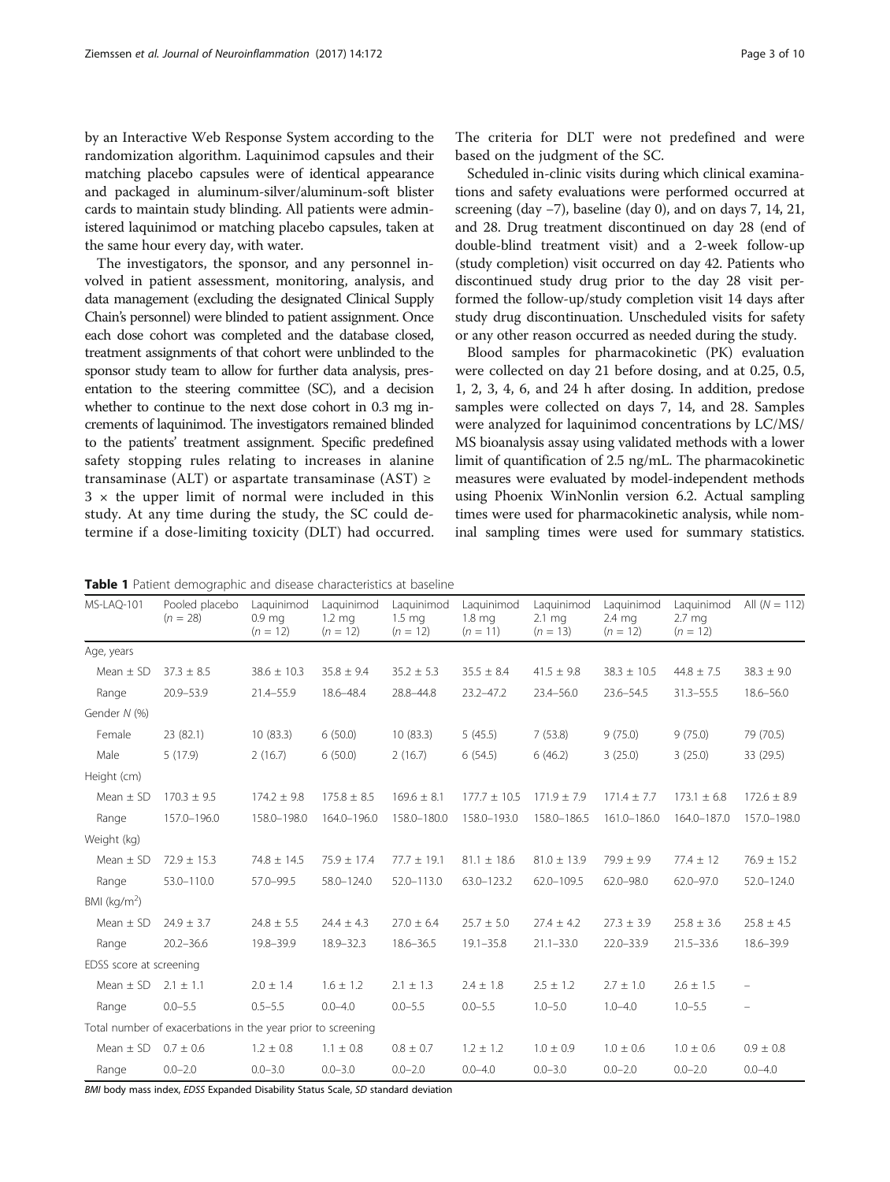by an Interactive Web Response System according to the randomization algorithm. Laquinimod capsules and their matching placebo capsules were of identical appearance and packaged in aluminum-silver/aluminum-soft blister cards to maintain study blinding. All patients were administered laquinimod or matching placebo capsules, taken at the same hour every day, with water.

The investigators, the sponsor, and any personnel involved in patient assessment, monitoring, analysis, and data management (excluding the designated Clinical Supply Chain's personnel) were blinded to patient assignment. Once each dose cohort was completed and the database closed, treatment assignments of that cohort were unblinded to the sponsor study team to allow for further data analysis, presentation to the steering committee (SC), and a decision whether to continue to the next dose cohort in 0.3 mg increments of laquinimod. The investigators remained blinded to the patients' treatment assignment. Specific predefined safety stopping rules relating to increases in alanine transaminase (ALT) or aspartate transaminase (AST) ≥ 3 × the upper limit of normal were included in this study. At any time during the study, the SC could determine if a dose-limiting toxicity (DLT) had occurred. The criteria for DLT were not predefined and were based on the judgment of the SC.

Scheduled in-clinic visits during which clinical examinations and safety evaluations were performed occurred at screening (day −7), baseline (day 0), and on days 7, 14, 21, and 28. Drug treatment discontinued on day 28 (end of double-blind treatment visit) and a 2-week follow-up (study completion) visit occurred on day 42. Patients who discontinued study drug prior to the day 28 visit performed the follow-up/study completion visit 14 days after study drug discontinuation. Unscheduled visits for safety or any other reason occurred as needed during the study.

Blood samples for pharmacokinetic (PK) evaluation were collected on day 21 before dosing, and at 0.25, 0.5, 1, 2, 3, 4, 6, and 24 h after dosing. In addition, predose samples were collected on days 7, 14, and 28. Samples were analyzed for laquinimod concentrations by LC/MS/MS bioanalysis assay using validated methods with a lower limit of quantification of 2.5 ng/mL. The pharmacokinetic measures were evaluated by model-independent methods using Phoenix WinNonlin version 6.2. Actual sampling times were used for pharmacokinetic analysis, while nominal sampling times were used for summary statistics.

**Table 1** Patient demographic and disease characteristics at baseline

| MS-LAQ-101 | Pooled placebo ($n$ = 28) | Laquinimod 0.9 mg ($n$ = 12) | Laquinimod 1.2 mg ($n$ = 12) | Laquinimod 1.5 mg ($n$ = 12) | Laquinimod 1.8 mg ($n$ = 11) | Laquinimod 2.1 mg ($n$ = 13) | Laquinimod 2.4 mg ($n$ = 12) | Laquinimod 2.7 mg ($n$ = 12) | All ($N$ = 112) |
|---|---|---|---|---|---|---|---|---|---|
| Age, years | | | | | | | | | |
| Mean ± SD | 37.3 ± 8.5 | 38.6 ± 10.3 | 35.8 ± 9.4 | 35.2 ± 5.3 | 35.5 ± 8.4 | 41.5 ± 9.8 | 38.3 ± 10.5 | 44.8 ± 7.5 | 38.3 ± 9.0 |
| Range | 20.9–53.9 | 21.4–55.9 | 18.6–48.4 | 28.8–44.8 | 23.2–47.2 | 23.4–56.0 | 23.6–54.5 | 31.3–55.5 | 18.6–56.0 |
| Gender N (%) | | | | | | | | | |
| Female | 23 (82.1) | 10 (83.3) | 6 (50.0) | 10 (83.3) | 5 (45.5) | 7 (53.8) | 9 (75.0) | 9 (75.0) | 79 (70.5) |
| Male | 5 (17.9) | 2 (16.7) | 6 (50.0) | 2 (16.7) | 6 (54.5) | 6 (46.2) | 3 (25.0) | 3 (25.0) | 33 (29.5) |
| Height (cm) | | | | | | | | | |
| Mean ± SD | 170.3 ± 9.5 | 174.2 ± 9.8 | 175.8 ± 8.5 | 169.6 ± 8.1 | 177.7 ± 10.5 | 171.9 ± 7.9 | 171.4 ± 7.7 | 173.1 ± 6.8 | 172.6 ± 8.9 |
| Range | 157.0–196.0 | 158.0–198.0 | 164.0–196.0 | 158.0–180.0 | 158.0–193.0 | 158.0–186.5 | 161.0–186.0 | 164.0–187.0 | 157.0–198.0 |
| Weight (kg) | | | | | | | | | |
| Mean ± SD | 72.9 ± 15.3 | 74.8 ± 14.5 | 75.9 ± 17.4 | 77.7 ± 19.1 | 81.1 ± 18.6 | 81.0 ± 13.9 | 79.9 ± 9.9 | 77.4 ± 12 | 76.9 ± 15.2 |
| Range | 53.0–110.0 | 57.0–99.5 | 58.0–124.0 | 52.0–113.0 | 63.0–123.2 | 62.0–109.5 | 62.0–98.0 | 62.0–97.0 | 52.0–124.0 |
| BMI (kg/m$^2$) | | | | | | | | | |
| Mean ± SD | 24.9 ± 3.7 | 24.8 ± 5.5 | 24.4 ± 4.3 | 27.0 ± 6.4 | 25.7 ± 5.0 | 27.4 ± 4.2 | 27.3 ± 3.9 | 25.8 ± 3.6 | 25.8 ± 4.5 |
| Range | 20.2–36.6 | 19.8–39.9 | 18.9–32.3 | 18.6–36.5 | 19.1–35.8 | 21.1–33.0 | 22.0–33.9 | 21.5–33.6 | 18.6–39.9 |
| EDSS score at screening | | | | | | | | | |
| Mean ± SD | 2.1 ± 1.1 | 2.0 ± 1.4 | 1.6 ± 1.2 | 2.1 ± 1.3 | 2.4 ± 1.8 | 2.5 ± 1.2 | 2.7 ± 1.0 | 2.6 ± 1.5 | – |
| Range | 0.0–5.5 | 0.5–5.5 | 0.0–4.0 | 0.0–5.5 | 0.0–5.5 | 1.0–5.0 | 1.0–4.0 | 1.0–5.5 | – |
| Total number of exacerbations in the year prior to screening | | | | | | | | | |
| Mean ± SD | 0.7 ± 0.6 | 1.2 ± 0.8 | 1.1 ± 0.8 | 0.8 ± 0.7 | 1.2 ± 1.2 | 1.0 ± 0.9 | 1.0 ± 0.6 | 1.0 ± 0.6 | 0.9 ± 0.8 |
| Range | 0.0–2.0 | 0.0–3.0 | 0.0–3.0 | 0.0–2.0 | 0.0–4.0 | 0.0–3.0 | 0.0–2.0 | 0.0–2.0 | 0.0–4.0 |

*BMI* body mass index, *EDSS* Expanded Disability Status Scale, *SD* standard deviation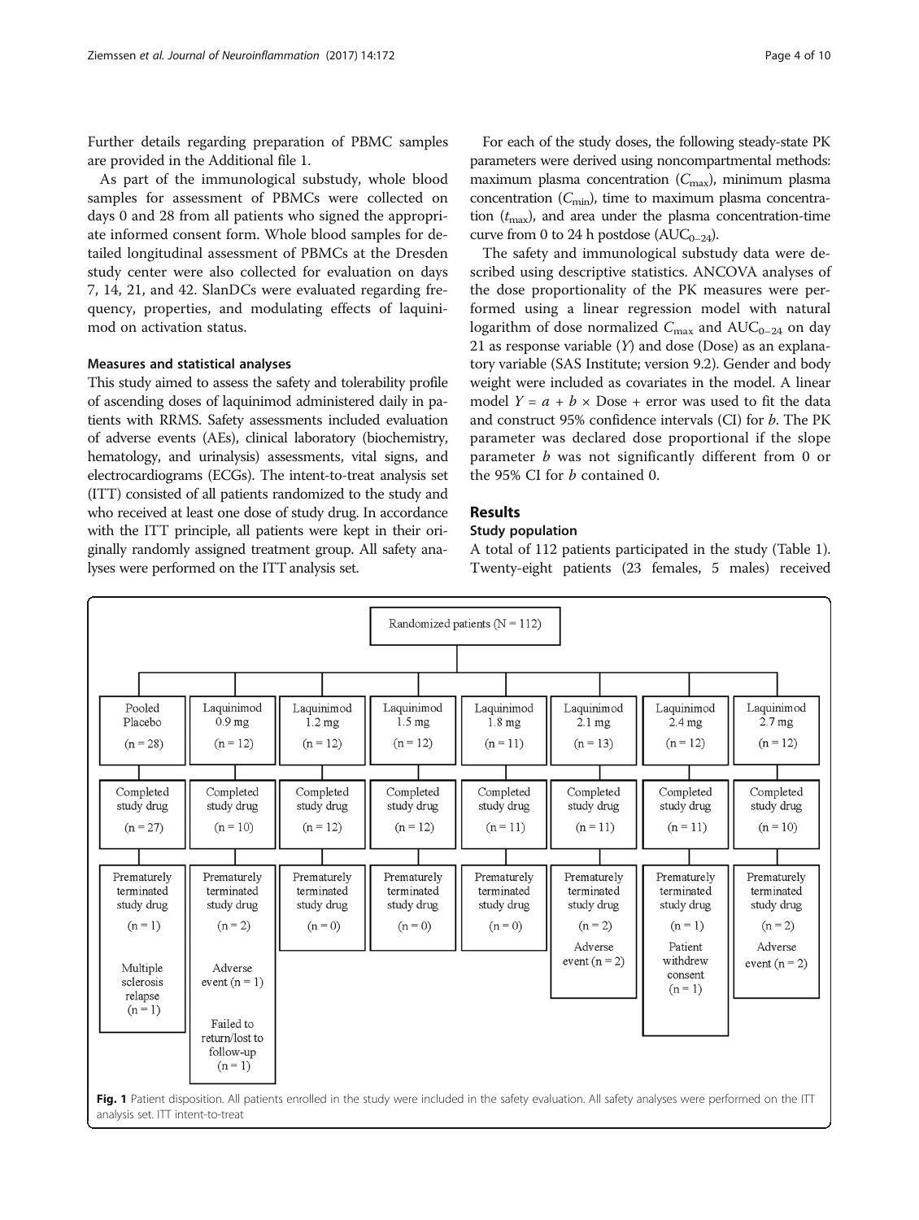Further details regarding preparation of PBMC samples are provided in the Additional file 1.

As part of the immunological substudy, whole blood samples for assessment of PBMCs were collected on days 0 and 28 from all patients who signed the appropriate informed consent form. Whole blood samples for detailed longitudinal assessment of PBMCs at the Dresden study center were also collected for evaluation on days 7, 14, 21, and 42. SlanDCs were evaluated regarding frequency, properties, and modulating effects of laquinimod on activation status.

### Measures and statistical analyses

This study aimed to assess the safety and tolerability profile of ascending doses of laquinimod administered daily in patients with RRMS. Safety assessments included evaluation of adverse events (AEs), clinical laboratory (biochemistry, hematology, and urinalysis) assessments, vital signs, and electrocardiograms (ECGs). The intent-to-treat analysis set (ITT) consisted of all patients randomized to the study and who received at least one dose of study drug. In accordance with the ITT principle, all patients were kept in their originally randomly assigned treatment group. All safety analyses were performed on the ITT analysis set.

For each of the study doses, the following steady-state PK parameters were derived using noncompartmental methods: maximum plasma concentration ($C_{max}$), minimum plasma concentration ($C_{min}$), time to maximum plasma concentration ($t_{max}$), and area under the plasma concentration-time curve from 0 to 24 h postdose ($AUC_{0-24}$).

The safety and immunological substudy data were described using descriptive statistics. ANCOVA analyses of the dose proportionality of the PK measures were performed using a linear regression model with natural logarithm of dose normalized $C_{max}$ and $AUC_{0-24}$ on day 21 as response variable ($Y$) and dose (Dose) as an explanatory variable (SAS Institute; version 9.2). Gender and body weight were included as covariates in the model. A linear model $Y = a + b \times \text{Dose} + \text{error}$ was used to fit the data and construct 95% confidence intervals (CI) for $b$. The PK parameter was declared dose proportional if the slope parameter $b$ was not significantly different from 0 or the 95% CI for $b$ contained 0.

## Results

### Study population

A total of 112 patients participated in the study (Table 1). Twenty-eight patients (23 females, 5 males) received

Randomized patients (N = 112)

| | Pooled Placebo | Laquinimod 0.9 mg | Laquinimod 1.2 mg | Laquinimod 1.5 mg | Laquinimod 1.8 mg | Laquinimod 2.1 mg | Laquinimod 2.4 mg | Laquinimod 2.7 mg |
|---|---|---|---|---|---|---|---|---|
| Randomized | (n = 28) | (n = 12) | (n = 12) | (n = 12) | (n = 11) | (n = 13) | (n = 12) | (n = 12) |
| Completed study drug | (n = 27) | (n = 10) | (n = 12) | (n = 12) | (n = 11) | (n = 11) | (n = 11) | (n = 10) |
| Prematurely terminated study drug | (n = 1) Multiple sclerosis relapse (n = 1) | (n = 2) Adverse event (n = 1); Failed to return/lost to follow-up (n = 1) | (n = 0) | (n = 0) | (n = 0) | (n = 2) Adverse event (n = 2) | (n = 1) Patient withdrew consent (n = 1) | (n = 2) Adverse event (n = 2) |

**Fig. 1** Patient disposition. All patients enrolled in the study were included in the safety evaluation. All safety analyses were performed on the ITT analysis set. ITT intent-to-treat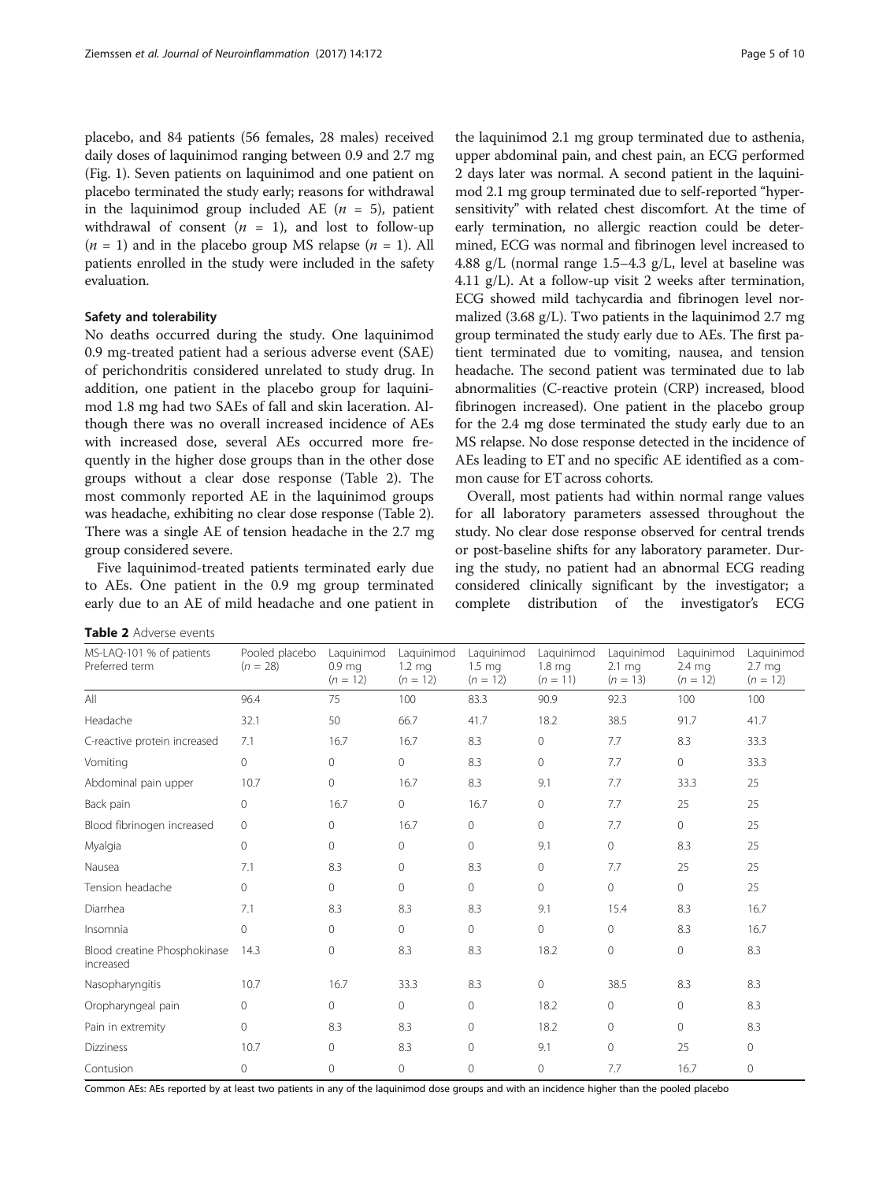placebo, and 84 patients (56 females, 28 males) received daily doses of laquinimod ranging between 0.9 and 2.7 mg (Fig. 1). Seven patients on laquinimod and one patient on placebo terminated the study early; reasons for withdrawal in the laquinimod group included AE ($n$ = 5), patient withdrawal of consent ($n$ = 1), and lost to follow-up ($n$ = 1) and in the placebo group MS relapse ($n$ = 1). All patients enrolled in the study were included in the safety evaluation.

### Safety and tolerability

No deaths occurred during the study. One laquinimod 0.9 mg-treated patient had a serious adverse event (SAE) of perichondritis considered unrelated to study drug. In addition, one patient in the placebo group for laquinimod 1.8 mg had two SAEs of fall and skin laceration. Although there was no overall increased incidence of AEs with increased dose, several AEs occurred more frequently in the higher dose groups than in the other dose groups without a clear dose response (Table 2). The most commonly reported AE in the laquinimod groups was headache, exhibiting no clear dose response (Table 2). There was a single AE of tension headache in the 2.7 mg group considered severe.

Five laquinimod-treated patients terminated early due to AEs. One patient in the 0.9 mg group terminated early due to an AE of mild headache and one patient in the laquinimod 2.1 mg group terminated due to asthenia, upper abdominal pain, and chest pain, an ECG performed 2 days later was normal. A second patient in the laquinimod 2.1 mg group terminated due to self-reported "hypersensitivity" with related chest discomfort. At the time of early termination, no allergic reaction could be determined, ECG was normal and fibrinogen level increased to 4.88 g/L (normal range 1.5–4.3 g/L, level at baseline was 4.11 g/L). At a follow-up visit 2 weeks after termination, ECG showed mild tachycardia and fibrinogen level normalized (3.68 g/L). Two patients in the laquinimod 2.7 mg group terminated the study early due to AEs. The first patient terminated due to vomiting, nausea, and tension headache. The second patient was terminated due to lab abnormalities (C-reactive protein (CRP) increased, blood fibrinogen increased). One patient in the placebo group for the 2.4 mg dose terminated the study early due to an MS relapse. No dose response detected in the incidence of AEs leading to ET and no specific AE identified as a common cause for ET across cohorts.

Overall, most patients had within normal range values for all laboratory parameters assessed throughout the study. No clear dose response observed for central trends or post-baseline shifts for any laboratory parameter. During the study, no patient had an abnormal ECG reading considered clinically significant by the investigator; a complete distribution of the investigator's ECG

**Table 2** Adverse events

| MS-LAQ-101 % of patients Preferred term | Pooled placebo ($n$ = 28) | Laquinimod 0.9 mg ($n$ = 12) | Laquinimod 1.2 mg ($n$ = 12) | Laquinimod 1.5 mg ($n$ = 12) | Laquinimod 1.8 mg ($n$ = 11) | Laquinimod 2.1 mg ($n$ = 13) | Laquinimod 2.4 mg ($n$ = 12) | Laquinimod 2.7 mg ($n$ = 12) |
|---|---|---|---|---|---|---|---|---|
| All | 96.4 | 75 | 100 | 83.3 | 90.9 | 92.3 | 100 | 100 |
| Headache | 32.1 | 50 | 66.7 | 41.7 | 18.2 | 38.5 | 91.7 | 41.7 |
| C-reactive protein increased | 7.1 | 16.7 | 16.7 | 8.3 | 0 | 7.7 | 8.3 | 33.3 |
| Vomiting | 0 | 0 | 0 | 8.3 | 0 | 7.7 | 0 | 33.3 |
| Abdominal pain upper | 10.7 | 0 | 16.7 | 8.3 | 9.1 | 7.7 | 33.3 | 25 |
| Back pain | 0 | 16.7 | 0 | 16.7 | 0 | 7.7 | 25 | 25 |
| Blood fibrinogen increased | 0 | 0 | 16.7 | 0 | 0 | 7.7 | 0 | 25 |
| Myalgia | 0 | 0 | 0 | 0 | 9.1 | 0 | 8.3 | 25 |
| Nausea | 7.1 | 8.3 | 0 | 8.3 | 0 | 7.7 | 25 | 25 |
| Tension headache | 0 | 0 | 0 | 0 | 0 | 0 | 0 | 25 |
| Diarrhea | 7.1 | 8.3 | 8.3 | 8.3 | 9.1 | 15.4 | 8.3 | 16.7 |
| Insomnia | 0 | 0 | 0 | 0 | 0 | 0 | 8.3 | 16.7 |
| Blood creatine Phosphokinase increased | 14.3 | 0 | 8.3 | 8.3 | 18.2 | 0 | 0 | 8.3 |
| Nasopharyngitis | 10.7 | 16.7 | 33.3 | 8.3 | 0 | 38.5 | 8.3 | 8.3 |
| Oropharyngeal pain | 0 | 0 | 0 | 0 | 18.2 | 0 | 0 | 8.3 |
| Pain in extremity | 0 | 8.3 | 8.3 | 0 | 18.2 | 0 | 0 | 8.3 |
| Dizziness | 10.7 | 0 | 8.3 | 0 | 9.1 | 0 | 25 | 0 |
| Contusion | 0 | 0 | 0 | 0 | 0 | 7.7 | 16.7 | 0 |

Common AEs: AEs reported by at least two patients in any of the laquinimod dose groups and with an incidence higher than the pooled placebo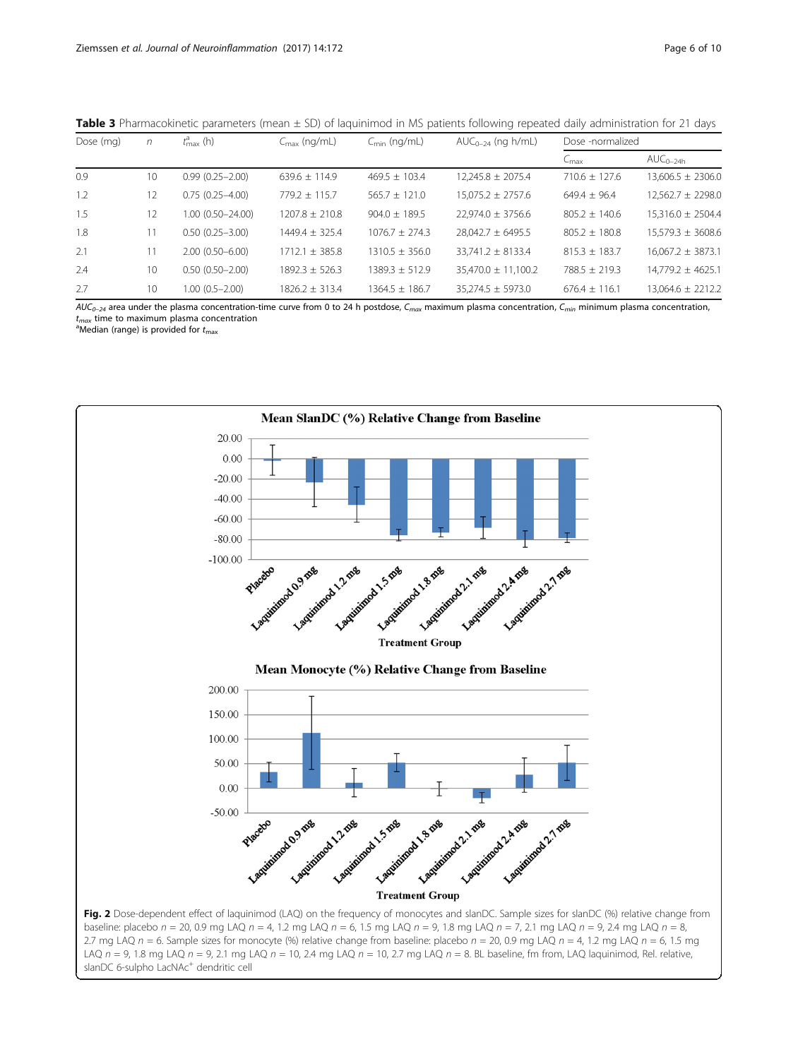**Table 3** Pharmacokinetic parameters (mean ± SD) of laquinimod in MS patients following repeated daily administration for 21 days

| Dose (mg) | $n$ | $t^{a}_{max}$ (h) | $C_{max}$ (ng/mL) | $C_{min}$ (ng/mL) | $AUC_{0-24}$ (ng h/mL) | Dose -normalized | |
|---|---|---|---|---|---|---|---|
| | | | | | | $C_{max}$ | $AUC_{0-24h}$ |
| 0.9 | 10 | 0.99 (0.25–2.00) | 639.6 ± 114.9 | 469.5 ± 103.4 | 12,245.8 ± 2075.4 | 710.6 ± 127.6 | 13,606.5 ± 2306.0 |
| 1.2 | 12 | 0.75 (0.25–4.00) | 779.2 ± 115.7 | 565.7 ± 121.0 | 15,075.2 ± 2757.6 | 649.4 ± 96.4 | 12,562.7 ± 2298.0 |
| 1.5 | 12 | 1.00 (0.50–24.00) | 1207.8 ± 210.8 | 904.0 ± 189.5 | 22,974.0 ± 3756.6 | 805.2 ± 140.6 | 15,316.0 ± 2504.4 |
| 1.8 | 11 | 0.50 (0.25–3.00) | 1449.4 ± 325.4 | 1076.7 ± 274.3 | 28,042.7 ± 6495.5 | 805.2 ± 180.8 | 15,579.3 ± 3608.6 |
| 2.1 | 11 | 2.00 (0.50–6.00) | 1712.1 ± 385.8 | 1310.5 ± 356.0 | 33,741.2 ± 8133.4 | 815.3 ± 183.7 | 16,067.2 ± 3873.1 |
| 2.4 | 10 | 0.50 (0.50–2.00) | 1892.3 ± 526.3 | 1389.3 ± 512.9 | 35,470.0 ± 11,100.2 | 788.5 ± 219.3 | 14,779.2 ± 4625.1 |
| 2.7 | 10 | 1.00 (0.5–2.00) | 1826.2 ± 313.4 | 1364.5 ± 186.7 | 35,274.5 ± 5973.0 | 676.4 ± 116.1 | 13,064.6 ± 2212.2 |

$AUC_{0-24}$ area under the plasma concentration-time curve from 0 to 24 h postdose, $C_{max}$ maximum plasma concentration, $C_{min}$ minimum plasma concentration, $t_{max}$ time to maximum plasma concentration
[a]Median (range) is provided for $t_{max}$

**Fig. 2** Dose-dependent effect of laquinimod (LAQ) on the frequency of monocytes and slanDC. Sample sizes for slanDC (%) relative change from baseline: placebo $n$ = 20, 0.9 mg LAQ $n$ = 4, 1.2 mg LAQ $n$ = 6, 1.5 mg LAQ $n$ = 9, 1.8 mg LAQ $n$ = 7, 2.1 mg LAQ $n$ = 9, 2.4 mg LAQ $n$ = 8, 2.7 mg LAQ $n$ = 6. Sample sizes for monocyte (%) relative change from baseline: placebo $n$ = 20, 0.9 mg LAQ $n$ = 4, 1.2 mg LAQ $n$ = 6, 1.5 mg LAQ $n$ = 9, 1.8 mg LAQ $n$ = 9, 2.1 mg LAQ $n$ = 10, 2.4 mg LAQ $n$ = 10, 2.7 mg LAQ $n$ = 8. BL baseline, fm from, LAQ laquinimod, Rel. relative, slanDC 6-sulpho LacNAc[+] dendritic cell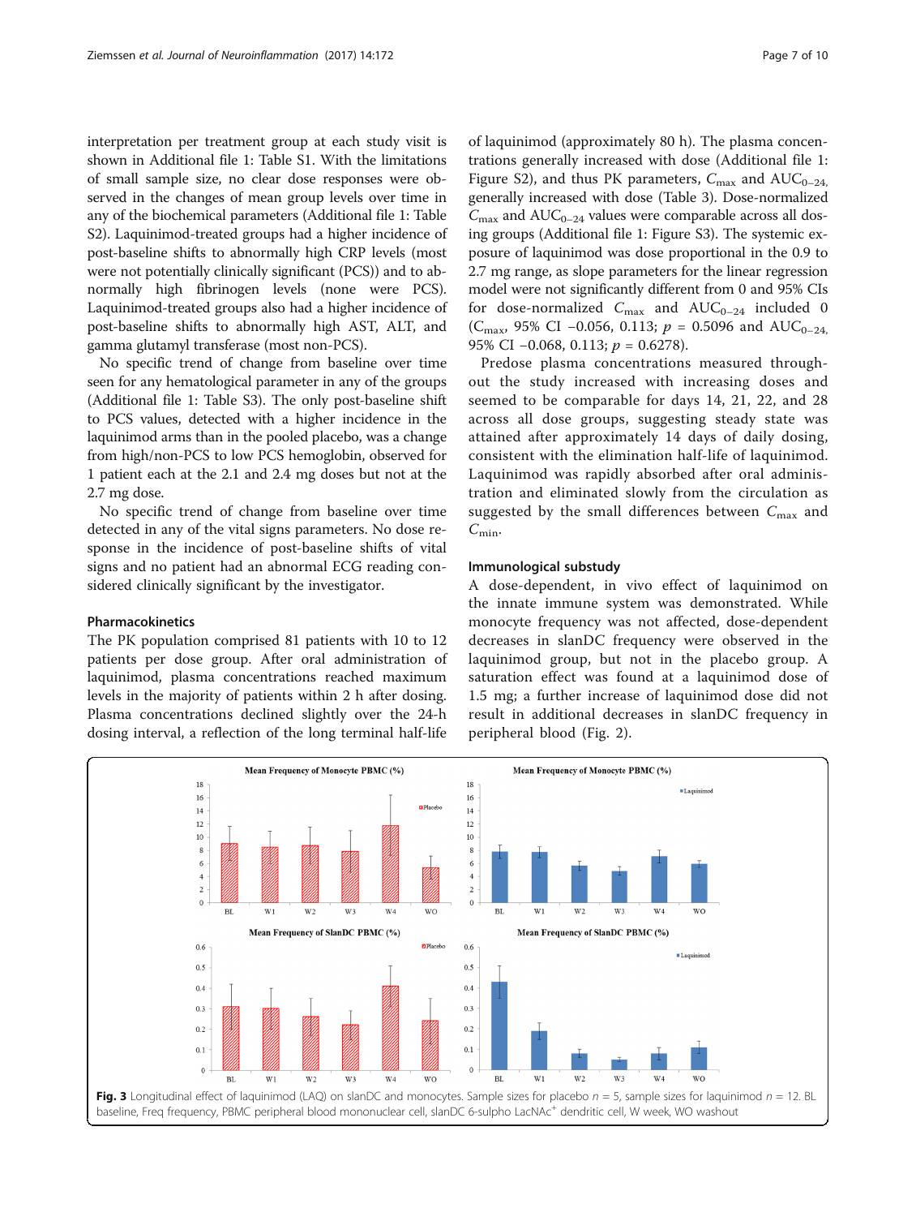interpretation per treatment group at each study visit is shown in Additional file 1: Table S1. With the limitations of small sample size, no clear dose responses were observed in the changes of mean group levels over time in any of the biochemical parameters (Additional file 1: Table S2). Laquinimod-treated groups had a higher incidence of post-baseline shifts to abnormally high CRP levels (most were not potentially clinically significant (PCS)) and to abnormally high fibrinogen levels (none were PCS). Laquinimod-treated groups also had a higher incidence of post-baseline shifts to abnormally high AST, ALT, and gamma glutamyl transferase (most non-PCS).

No specific trend of change from baseline over time seen for any hematological parameter in any of the groups (Additional file 1: Table S3). The only post-baseline shift to PCS values, detected with a higher incidence in the laquinimod arms than in the pooled placebo, was a change from high/non-PCS to low PCS hemoglobin, observed for 1 patient each at the 2.1 and 2.4 mg doses but not at the 2.7 mg dose.

No specific trend of change from baseline over time detected in any of the vital signs parameters. No dose response in the incidence of post-baseline shifts of vital signs and no patient had an abnormal ECG reading considered clinically significant by the investigator.

## Pharmacokinetics

The PK population comprised 81 patients with 10 to 12 patients per dose group. After oral administration of laquinimod, plasma concentrations reached maximum levels in the majority of patients within 2 h after dosing. Plasma concentrations declined slightly over the 24-h dosing interval, a reflection of the long terminal half-life of laquinimod (approximately 80 h). The plasma concentrations generally increased with dose (Additional file 1: Figure S2), and thus PK parameters, $C_{max}$ and $AUC_{0-24}$, generally increased with dose (Table 3). Dose-normalized $C_{max}$ and $AUC_{0-24}$ values were comparable across all dosing groups (Additional file 1: Figure S3). The systemic exposure of laquinimod was dose proportional in the 0.9 to 2.7 mg range, as slope parameters for the linear regression model were not significantly different from 0 and 95% CIs for dose-normalized $C_{max}$ and $AUC_{0-24}$ included 0 ($C_{max}$, 95% CI −0.056, 0.113; $p = 0.5096$ and $AUC_{0-24}$, 95% CI −0.068, 0.113; $p = 0.6278$).

Predose plasma concentrations measured throughout the study increased with increasing doses and seemed to be comparable for days 14, 21, 22, and 28 across all dose groups, suggesting steady state was attained after approximately 14 days of daily dosing, consistent with the elimination half-life of laquinimod. Laquinimod was rapidly absorbed after oral administration and eliminated slowly from the circulation as suggested by the small differences between $C_{max}$ and $C_{min}$.

## Immunological substudy

A dose-dependent, in vivo effect of laquinimod on the innate immune system was demonstrated. While monocyte frequency was not affected, dose-dependent decreases in slanDC frequency were observed in the laquinimod group, but not in the placebo group. A saturation effect was found at a laquinimod dose of 1.5 mg; a further increase of laquinimod dose did not result in additional decreases in slanDC frequency in peripheral blood (Fig. 2).

**Fig. 3** Longitudinal effect of laquinimod (LAQ) on slanDC and monocytes. Sample sizes for placebo $n = 5$, sample sizes for laquinimod $n = 12$. BL baseline, Freq frequency, PBMC peripheral blood mononuclear cell, slanDC 6-sulpho LacNAc[+] dendritic cell, W week, WO washout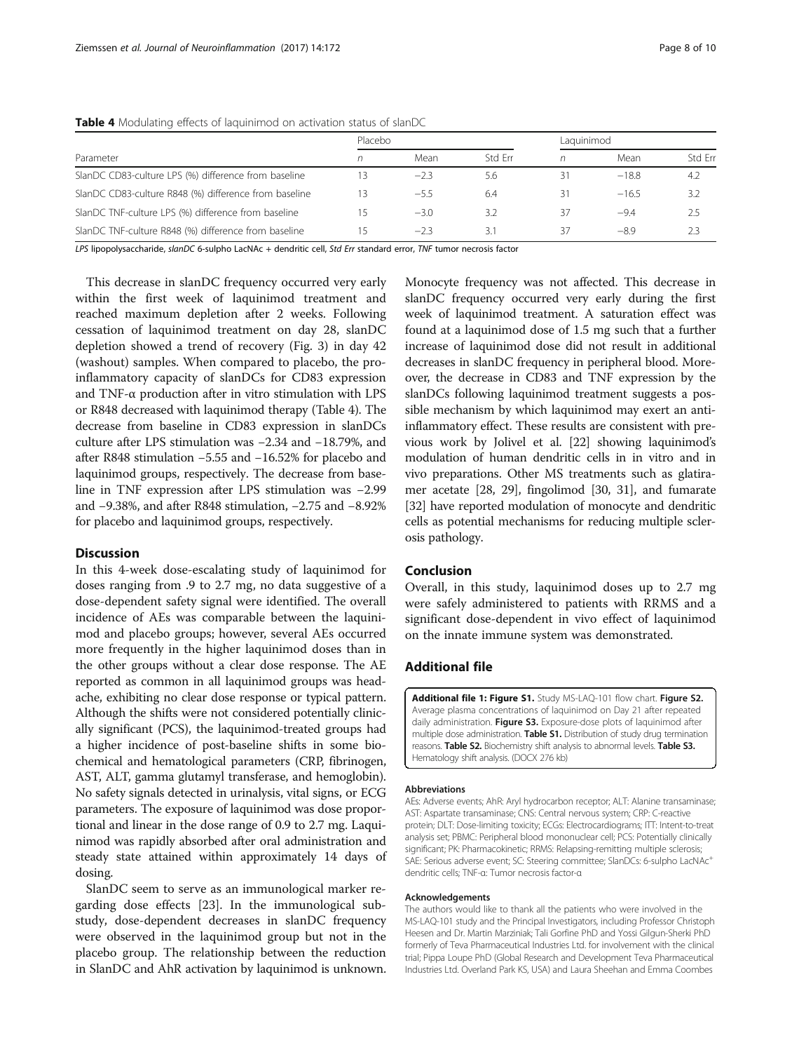**Table 4** Modulating effects of laquinimod on activation status of slanDC

| Parameter | Placebo | | | Laquinimod | | |
|---|---|---|---|---|---|---|
| | *n* | Mean | Std Err | *n* | Mean | Std Err |
| SlanDC CD83-culture LPS (%) difference from baseline | 13 | −2.3 | 5.6 | 31 | −18.8 | 4.2 |
| SlanDC CD83-culture R848 (%) difference from baseline | 13 | −5.5 | 6.4 | 31 | −16.5 | 3.2 |
| SlanDC TNF-culture LPS (%) difference from baseline | 15 | −3.0 | 3.2 | 37 | −9.4 | 2.5 |
| SlanDC TNF-culture R848 (%) difference from baseline | 15 | −2.3 | 3.1 | 37 | −8.9 | 2.3 |

*LPS* lipopolysaccharide, *slanDC* 6-sulpho LacNAc + dendritic cell, *Std Err* standard error, *TNF* tumor necrosis factor

This decrease in slanDC frequency occurred very early within the first week of laquinimod treatment and reached maximum depletion after 2 weeks. Following cessation of laquinimod treatment on day 28, slanDC depletion showed a trend of recovery (Fig. 3) in day 42 (washout) samples. When compared to placebo, the pro-inflammatory capacity of slanDCs for CD83 expression and TNF-α production after in vitro stimulation with LPS or R848 decreased with laquinimod therapy (Table 4). The decrease from baseline in CD83 expression in slanDCs culture after LPS stimulation was −2.34 and −18.79%, and after R848 stimulation −5.55 and −16.52% for placebo and laquinimod groups, respectively. The decrease from baseline in TNF expression after LPS stimulation was −2.99 and −9.38%, and after R848 stimulation, −2.75 and −8.92% for placebo and laquinimod groups, respectively.

## Discussion

In this 4-week dose-escalating study of laquinimod for doses ranging from .9 to 2.7 mg, no data suggestive of a dose-dependent safety signal were identified. The overall incidence of AEs was comparable between the laquinimod and placebo groups; however, several AEs occurred more frequently in the higher laquinimod doses than in the other groups without a clear dose response. The AE reported as common in all laquinimod groups was headache, exhibiting no clear dose response or typical pattern. Although the shifts were not considered potentially clinically significant (PCS), the laquinimod-treated groups had a higher incidence of post-baseline shifts in some biochemical and hematological parameters (CRP, fibrinogen, AST, ALT, gamma glutamyl transferase, and hemoglobin). No safety signals detected in urinalysis, vital signs, or ECG parameters. The exposure of laquinimod was dose proportional and linear in the dose range of 0.9 to 2.7 mg. Laquinimod was rapidly absorbed after oral administration and steady state attained within approximately 14 days of dosing.

SlanDC seem to serve as an immunological marker regarding dose effects [23]. In the immunological substudy, dose-dependent decreases in slanDC frequency were observed in the laquinimod group but not in the placebo group. The relationship between the reduction in SlanDC and AhR activation by laquinimod is unknown. Monocyte frequency was not affected. This decrease in slanDC frequency occurred very early during the first week of laquinimod treatment. A saturation effect was found at a laquinimod dose of 1.5 mg such that a further increase of laquinimod dose did not result in additional decreases in slanDC frequency in peripheral blood. Moreover, the decrease in CD83 and TNF expression by the slanDCs following laquinimod treatment suggests a possible mechanism by which laquinimod may exert an anti-inflammatory effect. These results are consistent with previous work by Jolivel et al. [22] showing laquinimod's modulation of human dendritic cells in in vitro and in vivo preparations. Other MS treatments such as glatiramer acetate [28, 29], fingolimod [30, 31], and fumarate [32] have reported modulation of monocyte and dendritic cells as potential mechanisms for reducing multiple sclerosis pathology.

## Conclusion

Overall, in this study, laquinimod doses up to 2.7 mg were safely administered to patients with RRMS and a significant dose-dependent in vivo effect of laquinimod on the innate immune system was demonstrated.

## Additional file

**Additional file 1: Figure S1.** Study MS-LAQ-101 flow chart. **Figure S2.** Average plasma concentrations of laquinimod on Day 21 after repeated daily administration. **Figure S3.** Exposure-dose plots of laquinimod after multiple dose administration. **Table S1.** Distribution of study drug termination reasons. **Table S2.** Biochemistry shift analysis to abnormal levels. **Table S3.** Hematology shift analysis. (DOCX 276 kb)

#### Abbreviations

AEs: Adverse events; AhR: Aryl hydrocarbon receptor; ALT: Alanine transaminase; AST: Aspartate transaminase; CNS: Central nervous system; CRP: C-reactive protein; DLT: Dose-limiting toxicity; ECGs: Electrocardiograms; ITT: Intent-to-treat analysis set; PBMC: Peripheral blood mononuclear cell; PCS: Potentially clinically significant; PK: Pharmacokinetic; RRMS: Relapsing-remitting multiple sclerosis; SAE: Serious adverse event; SC: Steering committee; SlanDCs: 6-sulpho LacNAc$^{+}$ dendritic cells; TNF-α: Tumor necrosis factor-α

#### Acknowledgements

The authors would like to thank all the patients who were involved in the MS-LAQ-101 study and the Principal Investigators, including Professor Christoph Heesen and Dr. Martin Marziniak; Tali Gorfine PhD and Yossi Gilgun-Sherki PhD formerly of Teva Pharmaceutical Industries Ltd. for involvement with the clinical trial; Pippa Loupe PhD (Global Research and Development Teva Pharmaceutical Industries Ltd. Overland Park KS, USA) and Laura Sheehan and Emma Coombes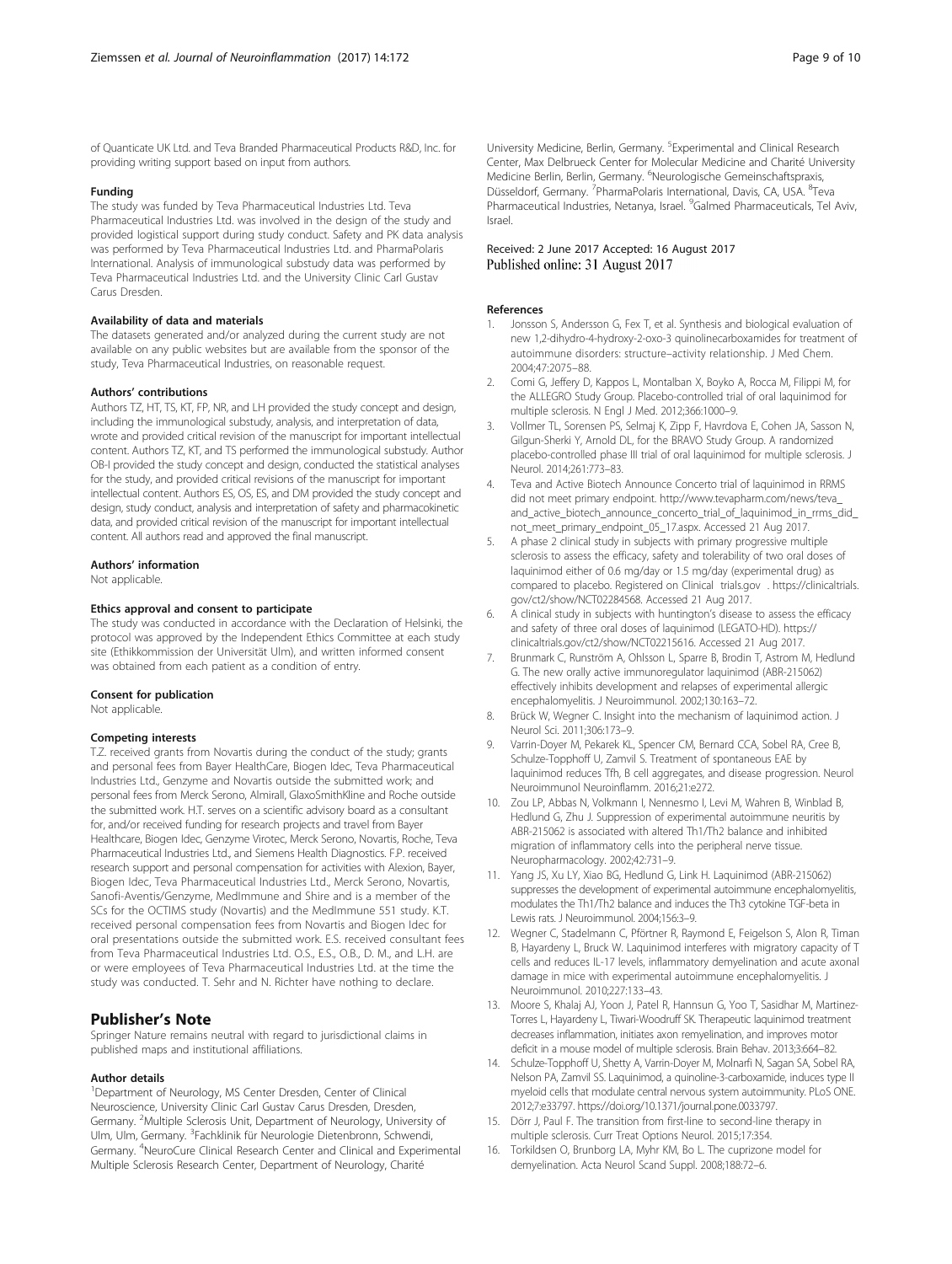of Quanticate UK Ltd. and Teva Branded Pharmaceutical Products R&D, Inc. for providing writing support based on input from authors.

#### Funding

The study was funded by Teva Pharmaceutical Industries Ltd. Teva Pharmaceutical Industries Ltd. was involved in the design of the study and provided logistical support during study conduct. Safety and PK data analysis was performed by Teva Pharmaceutical Industries Ltd. and PharmaPolaris International. Analysis of immunological substudy data was performed by Teva Pharmaceutical Industries Ltd. and the University Clinic Carl Gustav Carus Dresden.

#### Availability of data and materials

The datasets generated and/or analyzed during the current study are not available on any public websites but are available from the sponsor of the study, Teva Pharmaceutical Industries, on reasonable request.

#### Authors' contributions

Authors TZ, HT, TS, KT, FP, NR, and LH provided the study concept and design, including the immunological substudy, analysis, and interpretation of data, wrote and provided critical revision of the manuscript for important intellectual content. Authors TZ, KT, and TS performed the immunological substudy. Author OB-I provided the study concept and design, conducted the statistical analyses for the study, and provided critical revisions of the manuscript for important intellectual content. Authors ES, OS, ES, and DM provided the study concept and design, study conduct, analysis and interpretation of safety and pharmacokinetic data, and provided critical revision of the manuscript for important intellectual content. All authors read and approved the final manuscript.

#### Authors' information

Not applicable.

#### Ethics approval and consent to participate

The study was conducted in accordance with the Declaration of Helsinki, the protocol was approved by the Independent Ethics Committee at each study site (Ethikkommission der Universität Ulm), and written informed consent was obtained from each patient as a condition of entry.

#### Consent for publication

Not applicable.

#### Competing interests

T.Z. received grants from Novartis during the conduct of the study; grants and personal fees from Bayer HealthCare, Biogen Idec, Teva Pharmaceutical Industries Ltd., Genzyme and Novartis outside the submitted work; and personal fees from Merck Serono, Almirall, GlaxoSmithKline and Roche outside the submitted work. H.T. serves on a scientific advisory board as a consultant for, and/or received funding for research projects and travel from Bayer Healthcare, Biogen Idec, Genzyme Virotec, Merck Serono, Novartis, Roche, Teva Pharmaceutical Industries Ltd., and Siemens Health Diagnostics. F.P. received research support and personal compensation for activities with Alexion, Bayer, Biogen Idec, Teva Pharmaceutical Industries Ltd., Merck Serono, Novartis, Sanofi-Aventis/Genzyme, MedImmune and Shire and is a member of the SCs for the OCTIMS study (Novartis) and the MedImmune 551 study. K.T. received personal compensation fees from Novartis and Biogen Idec for oral presentations outside the submitted work. E.S. received consultant fees from Teva Pharmaceutical Industries Ltd. O.S., E.S., O.B., D. M., and L.H. are or were employees of Teva Pharmaceutical Industries Ltd. at the time the study was conducted. T. Sehr and N. Richter have nothing to declare.

## Publisher's Note

Springer Nature remains neutral with regard to jurisdictional claims in published maps and institutional affiliations.

#### Author details

[1]Department of Neurology, MS Center Dresden, Center of Clinical Neuroscience, University Clinic Carl Gustav Carus Dresden, Dresden, Germany. [2]Multiple Sclerosis Unit, Department of Neurology, University of Ulm, Ulm, Germany. [3]Fachklinik für Neurologie Dietenbronn, Schwendi, Germany. [4]NeuroCure Clinical Research Center and Clinical and Experimental Multiple Sclerosis Research Center, Department of Neurology, Charité University Medicine, Berlin, Germany. [5]Experimental and Clinical Research Center, Max Delbrueck Center for Molecular Medicine and Charité University Medicine Berlin, Berlin, Germany. [6]Neurologische Gemeinschaftspraxis, Düsseldorf, Germany. [7]PharmaPolaris International, Davis, CA, USA. [8]Teva Pharmaceutical Industries, Netanya, Israel. [9]Galmed Pharmaceuticals, Tel Aviv, Israel.

Received: 2 June 2017 Accepted: 16 August 2017
Published online: 31 August 2017

#### References

1. Jonsson S, Andersson G, Fex T, et al. Synthesis and biological evaluation of new 1,2-dihydro-4-hydroxy-2-oxo-3 quinolinecarboxamides for treatment of autoimmune disorders: structure–activity relationship. J Med Chem. 2004;47:2075–88.
2. Comi G, Jeffery D, Kappos L, Montalban X, Boyko A, Rocca M, Filippi M, for the ALLEGRO Study Group. Placebo-controlled trial of oral laquinimod for multiple sclerosis. N Engl J Med. 2012;366:1000–9.
3. Vollmer TL, Sorensen PS, Selmaj K, Zipp F, Havrdova E, Cohen JA, Sasson N, Gilgun-Sherki Y, Arnold DL, for the BRAVO Study Group. A randomized placebo-controlled phase III trial of oral laquinimod for multiple sclerosis. J Neurol. 2014;261:773–83.
4. Teva and Active Biotech Announce Concerto trial of laquinimod in RRMS did not meet primary endpoint. http://www.tevapharm.com/news/teva_and_active_biotech_announce_concerto_trial_of_laquinimod_in_rrms_did_not_meet_primary_endpoint_05_17.aspx. Accessed 21 Aug 2017.
5. A phase 2 clinical study in subjects with primary progressive multiple sclerosis to assess the efficacy, safety and tolerability of two oral doses of laquinimod either of 0.6 mg/day or 1.5 mg/day (experimental drug) as compared to placebo. Registered on Clinical trials.gov . https://clinicaltrials.gov/ct2/show/NCT02284568. Accessed 21 Aug 2017.
6. A clinical study in subjects with huntington's disease to assess the efficacy and safety of three oral doses of laquinimod (LEGATO-HD). https://clinicaltrials.gov/ct2/show/NCT02215616. Accessed 21 Aug 2017.
7. Brunmark C, Runström A, Ohlsson L, Sparre B, Brodin T, Astrom M, Hedlund G. The new orally active immunoregulator laquinimod (ABR-215062) effectively inhibits development and relapses of experimental allergic encephalomyelitis. J Neuroimmunol. 2002;130:163–72.
8. Brück W, Wegner C. Insight into the mechanism of laquinimod action. J Neurol Sci. 2011;306:173–9.
9. Varrin-Doyer M, Pekarek KL, Spencer CM, Bernard CCA, Sobel RA, Cree B, Schulze-Topphoff U, Zamvil S. Treatment of spontaneous EAE by laquinimod reduces Tfh, B cell aggregates, and disease progression. Neurol Neuroimmunol Neuroinflamm. 2016;21:e272.
10. Zou LP, Abbas N, Volkmann I, Nennesmo I, Levi M, Wahren B, Winblad B, Hedlund G, Zhu J. Suppression of experimental autoimmune neuritis by ABR-215062 is associated with altered Th1/Th2 balance and inhibited migration of inflammatory cells into the peripheral nerve tissue. Neuropharmacology. 2002;42:731–9.
11. Yang JS, Xu LY, Xiao BG, Hedlund G, Link H. Laquinimod (ABR-215062) suppresses the development of experimental autoimmune encephalomyelitis, modulates the Th1/Th2 balance and induces the Th3 cytokine TGF-beta in Lewis rats. J Neuroimmunol. 2004;156:3–9.
12. Wegner C, Stadelmann C, Pförtner R, Raymond E, Feigelson S, Alon R, Timan B, Hayardeny L, Brück W. Laquinimod interferes with migratory capacity of T cells and reduces IL-17 levels, inflammatory demyelination and acute axonal damage in mice with experimental autoimmune encephalomyelitis. J Neuroimmunol. 2010;227:133–43.
13. Moore S, Khalaj AJ, Yoon J, Patel R, Hannsun G, Yoo T, Sasidhar M, Martinez-Torres L, Hayardeny L, Tiwari-Woodruff SK. Therapeutic laquinimod treatment decreases inflammation, initiates axon remyelination, and improves motor deficit in a mouse model of multiple sclerosis. Brain Behav. 2013;3:664–82.
14. Schulze-Topphoff U, Shetty A, Varrin-Doyer M, Molnarfi N, Sagan SA, Sobel RA, Nelson PA, Zamvil SS. Laquinimod, a quinoline-3-carboxamide, induces type II myeloid cells that modulate central nervous system autoimmunity. PLoS ONE. 2012;7:e33797. https://doi.org/10.1371/journal.pone.0033797.
15. Dörr J, Paul F. The transition from first-line to second-line therapy in multiple sclerosis. Curr Treat Options Neurol. 2015;17:354.
16. Torkildsen O, Brunborg LA, Myhr KM, Bo L. The cuprizone model for demyelination. Acta Neurol Scand Suppl. 2008;188:72–6.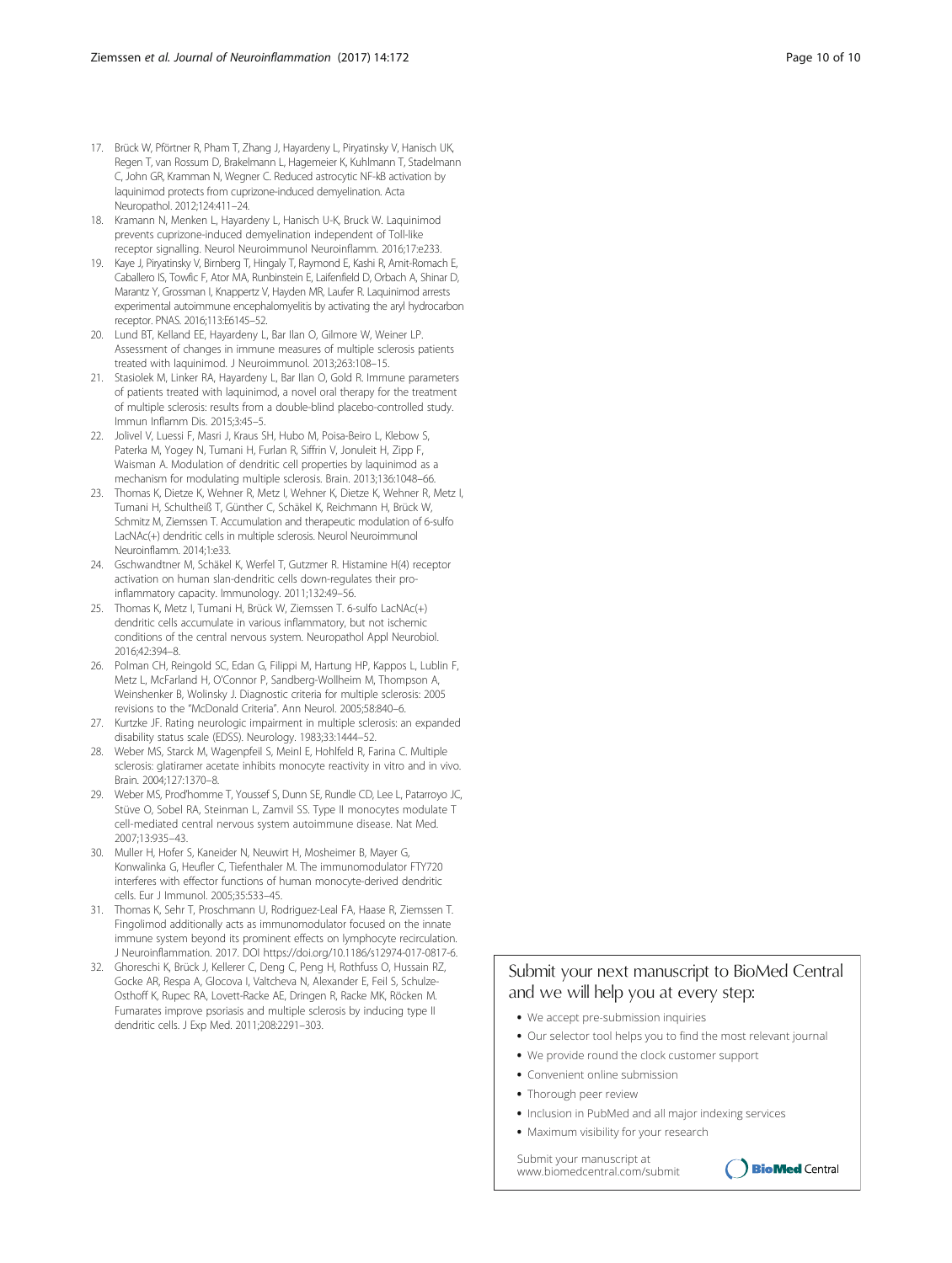17. Brück W, Pförtner R, Pham T, Zhang J, Hayardeny L, Piryatinsky V, Hanisch UK, Regen T, van Rossum D, Brakelmann L, Hagemeier K, Kuhlmann T, Stadelmann C, John GR, Kramman N, Wegner C. Reduced astrocytic NF-kB activation by laquinimod protects from cuprizone-induced demyelination. Acta Neuropathol. 2012;124:411–24.
18. Kramann N, Menken L, Hayardeny L, Hanisch U-K, Bruck W. Laquinimod prevents cuprizone-induced demyelination independent of Toll-like receptor signalling. Neurol Neuroimmunol Neuroinflamm. 2016;17:e233.
19. Kaye J, Piryatinsky V, Birnberg T, Hingaly T, Raymond E, Kashi R, Amit-Romach E, Caballero IS, Towfic F, Ator MA, Runbinstein E, Laifenfeld D, Orbach A, Shinar D, Marantz Y, Grossman I, Knappertz V, Hayden MR, Laufer R. Laquinimod arrests experimental autoimmune encephalomyelitis by activating the aryl hydrocarbon receptor. PNAS. 2016;113:E6145–52.
20. Lund BT, Kelland EE, Hayardeny L, Bar Ilan O, Gilmore W, Weiner LP. Assessment of changes in immune measures of multiple sclerosis patients treated with laquinimod. J Neuroimmunol. 2013;263:108–15.
21. Stasiolek M, Linker RA, Hayardeny L, Bar Ilan O, Gold R. Immune parameters of patients treated with laquinimod, a novel oral therapy for the treatment of multiple sclerosis: results from a double-blind placebo-controlled study. Immun Inflamm Dis. 2015;3:45–5.
22. Jolivel V, Luessi F, Masri J, Kraus SH, Hubo M, Poisa-Beiro L, Klebow S, Paterka M, Yogey N, Tumani H, Furlan R, Siffrin V, Jonuleit H, Zipp F, Waisman A. Modulation of dendritic cell properties by laquinimod as a mechanism for modulating multiple sclerosis. Brain. 2013;136:1048–66.
23. Thomas K, Dietze K, Wehner R, Metz I, Wehner K, Dietze K, Wehner R, Metz I, Tumani H, Schultheiß T, Günther C, Schäkel K, Reichmann H, Brück W, Schmitz M, Ziemssen T. Accumulation and therapeutic modulation of 6-sulfo LacNAc(+) dendritic cells in multiple sclerosis. Neurol Neuroimmunol Neuroinflamm. 2014;1:e33.
24. Gschwandtner M, Schäkel K, Werfel T, Gutzmer R. Histamine H(4) receptor activation on human slan-dendritic cells down-regulates their pro-inflammatory capacity. Immunology. 2011;132:49–56.
25. Thomas K, Metz I, Tumani H, Brück W, Ziemssen T. 6-sulfo LacNAc(+) dendritic cells accumulate in various inflammatory, but not ischemic conditions of the central nervous system. Neuropathol Appl Neurobiol. 2016;42:394–8.
26. Polman CH, Reingold SC, Edan G, Filippi M, Hartung HP, Kappos L, Lublin F, Metz L, McFarland H, O'Connor P, Sandberg-Wollheim M, Thompson A, Weinshenker B, Wolinsky J. Diagnostic criteria for multiple sclerosis: 2005 revisions to the "McDonald Criteria". Ann Neurol. 2005;58:840–6.
27. Kurtzke JF. Rating neurologic impairment in multiple sclerosis: an expanded disability status scale (EDSS). Neurology. 1983;33:1444–52.
28. Weber MS, Starck M, Wagenpfeil S, Meinl E, Hohlfeld R, Farina C. Multiple sclerosis: glatiramer acetate inhibits monocyte reactivity in vitro and in vivo. Brain. 2004;127:1370–8.
29. Weber MS, Prod'homme T, Youssef S, Dunn SE, Rundle CD, Lee L, Patarroyo JC, Stüve O, Sobel RA, Steinman L, Zamvil SS. Type II monocytes modulate T cell-mediated central nervous system autoimmune disease. Nat Med. 2007;13:935–43.
30. Muller H, Hofer S, Kaneider N, Neuwirt H, Mosheimer B, Mayer G, Konwalinka G, Heufler C, Tiefenthaler M. The immunomodulator FTY720 interferes with effector functions of human monocyte-derived dendritic cells. Eur J Immunol. 2005;35:533–45.
31. Thomas K, Sehr T, Proschmann U, Rodriguez-Leal FA, Haase R, Ziemssen T. Fingolimod additionally acts as immunomodulator focused on the innate immune system beyond its prominent effects on lymphocyte recirculation. J Neuroinflammation. 2017. DOI https://doi.org/10.1186/s12974-017-0817-6.
32. Ghoreschi K, Brück J, Kellerer C, Deng C, Peng H, Rothfuss O, Hussain RZ, Gocke AR, Respa A, Glocova I, Valtcheva N, Alexander E, Feil S, Schulze-Osthoff K, Rupec RA, Lovett-Racke AE, Dringen R, Racke MK, Röcken M. Fumarates improve psoriasis and multiple sclerosis by inducing type II dendritic cells. J Exp Med. 2011;208:2291–303.

Submit your next manuscript to BioMed Central and we will help you at every step:

- We accept pre-submission inquiries
- Our selector tool helps you to find the most relevant journal
- We provide round the clock customer support
- Convenient online submission
- Thorough peer review
- Inclusion in PubMed and all major indexing services
- Maximum visibility for your research

Submit your manuscript at www.biomedcentral.com/submit

BioMed Central